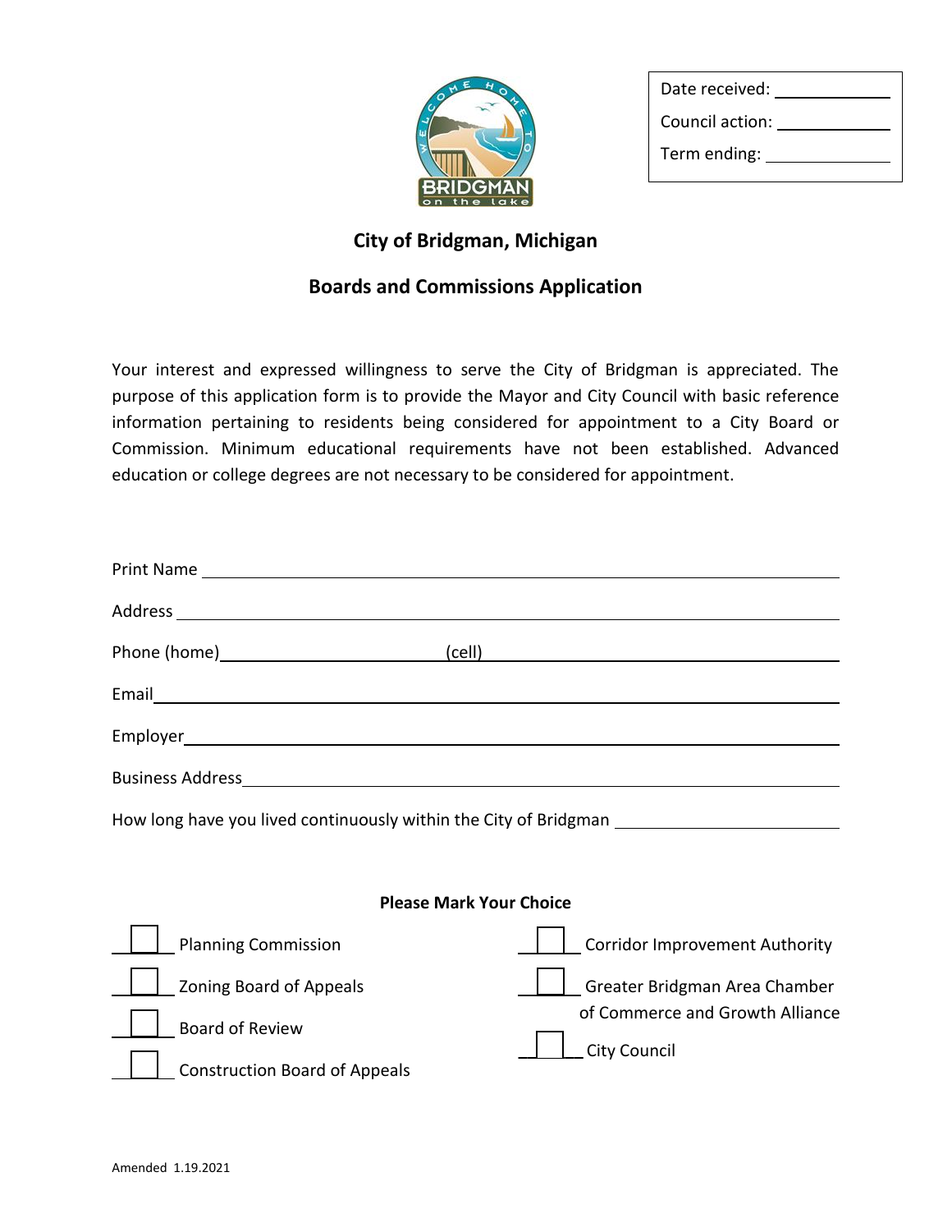| Date received: |
| --- |
| Council action: |
| Term ending: |

## City of Bridgman, Michigan

## Boards and Commissions Application

Your interest and expressed willingness to serve the City of Bridgman is appreciated. The purpose of this application form is to provide the Mayor and City Council with basic reference information pertaining to residents being considered for appointment to a City Board or Commission. Minimum educational requirements have not been established. Advanced education or college degrees are not necessary to be considered for appointment.

Print Name ____________________

Address ____________________

Phone (home)____________________ (cell)____________________

Email____________________

Employer____________________

Business Address____________________

How long have you lived continuously within the City of Bridgman ____________________

**Please Mark Your Choice**

- ☐ Planning Commission
- ☐ Zoning Board of Appeals
- ☐ Board of Review
- ☐ Construction Board of Appeals
- ☐ Corridor Improvement Authority
- ☐ Greater Bridgman Area Chamber of Commerce and Growth Alliance
- ☐ City Council

Amended 1.19.2021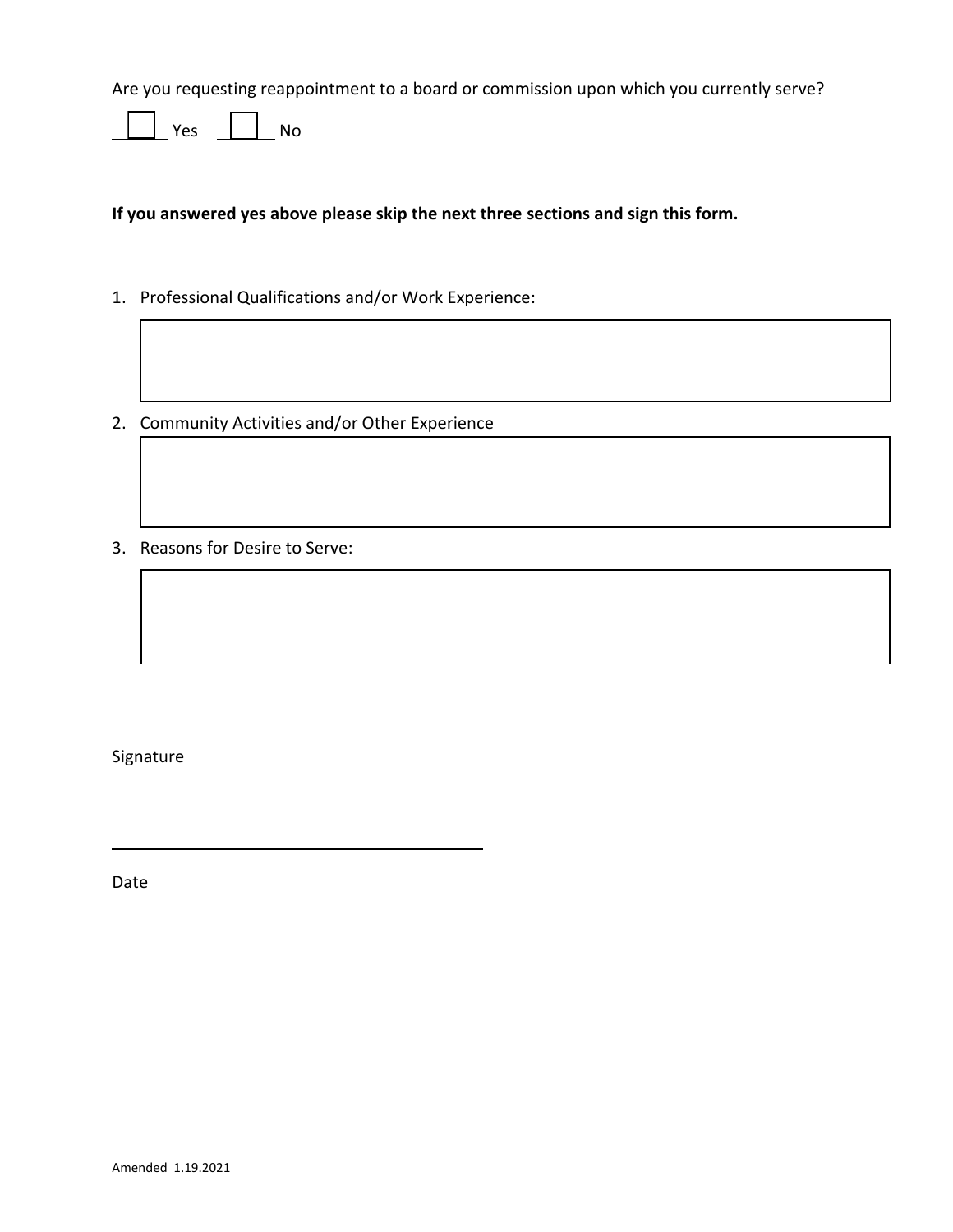Are you requesting reappointment to a board or commission upon which you currently serve?

☐ Yes ☐ No

**If you answered yes above please skip the next three sections and sign this form.**

1. Professional Qualifications and/or Work Experience:

2. Community Activities and/or Other Experience

3. Reasons for Desire to Serve:

\_\_\_\_\_\_\_\_\_\_\_\_\_\_\_\_\_\_\_\_\_\_\_\_\_\_\_\_\_\_\_\_\_\_\_\_\_\_\_\_

Signature

\_\_\_\_\_\_\_\_\_\_\_\_\_\_\_\_\_\_\_\_\_\_\_\_\_\_\_\_\_\_\_\_\_\_\_\_\_\_\_\_

Date

Amended 1.19.2021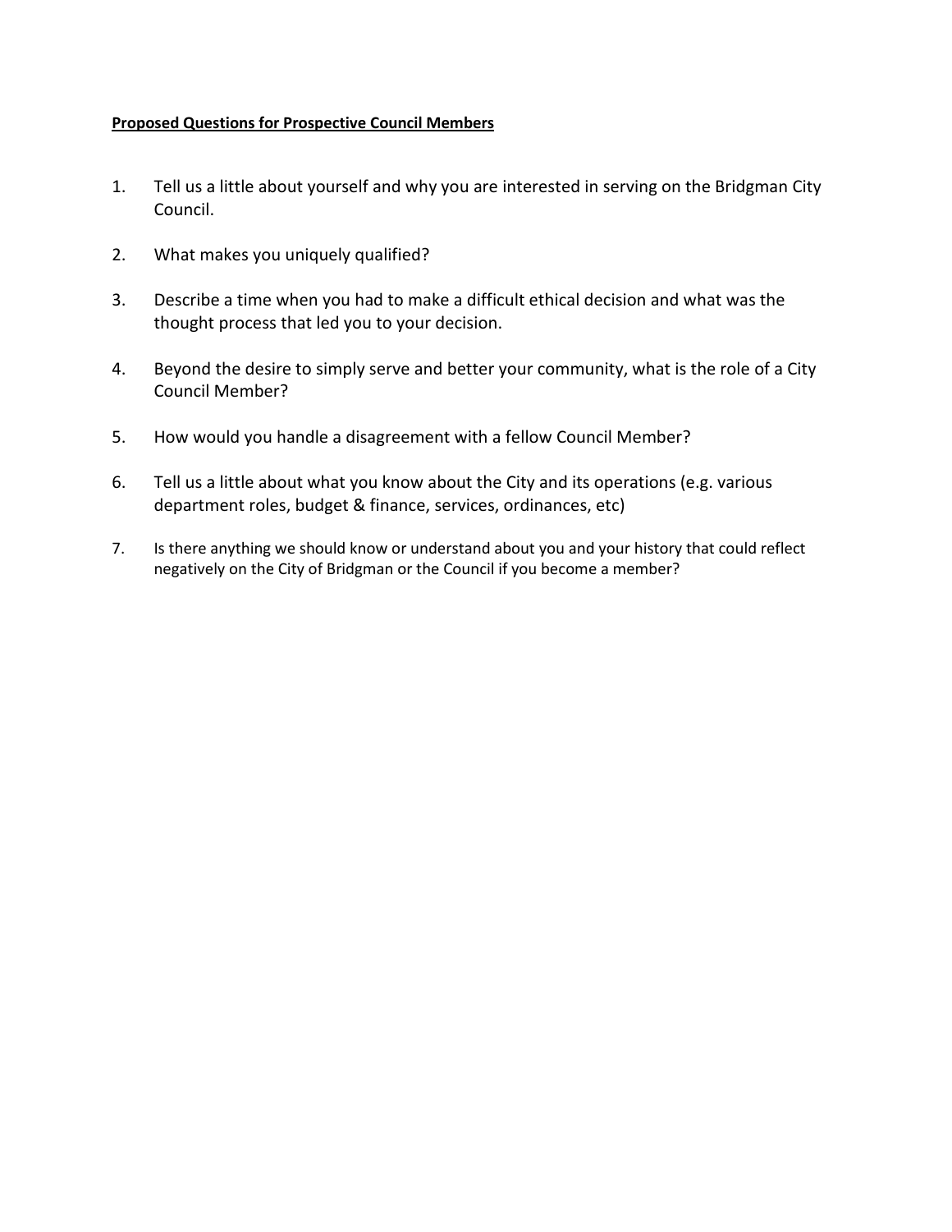**Proposed Questions for Prospective Council Members**

1. Tell us a little about yourself and why you are interested in serving on the Bridgman City Council.

2. What makes you uniquely qualified?

3. Describe a time when you had to make a difficult ethical decision and what was the thought process that led you to your decision.

4. Beyond the desire to simply serve and better your community, what is the role of a City Council Member?

5. How would you handle a disagreement with a fellow Council Member?

6. Tell us a little about what you know about the City and its operations (e.g. various department roles, budget & finance, services, ordinances, etc)

7. Is there anything we should know or understand about you and your history that could reflect negatively on the City of Bridgman or the Council if you become a member?